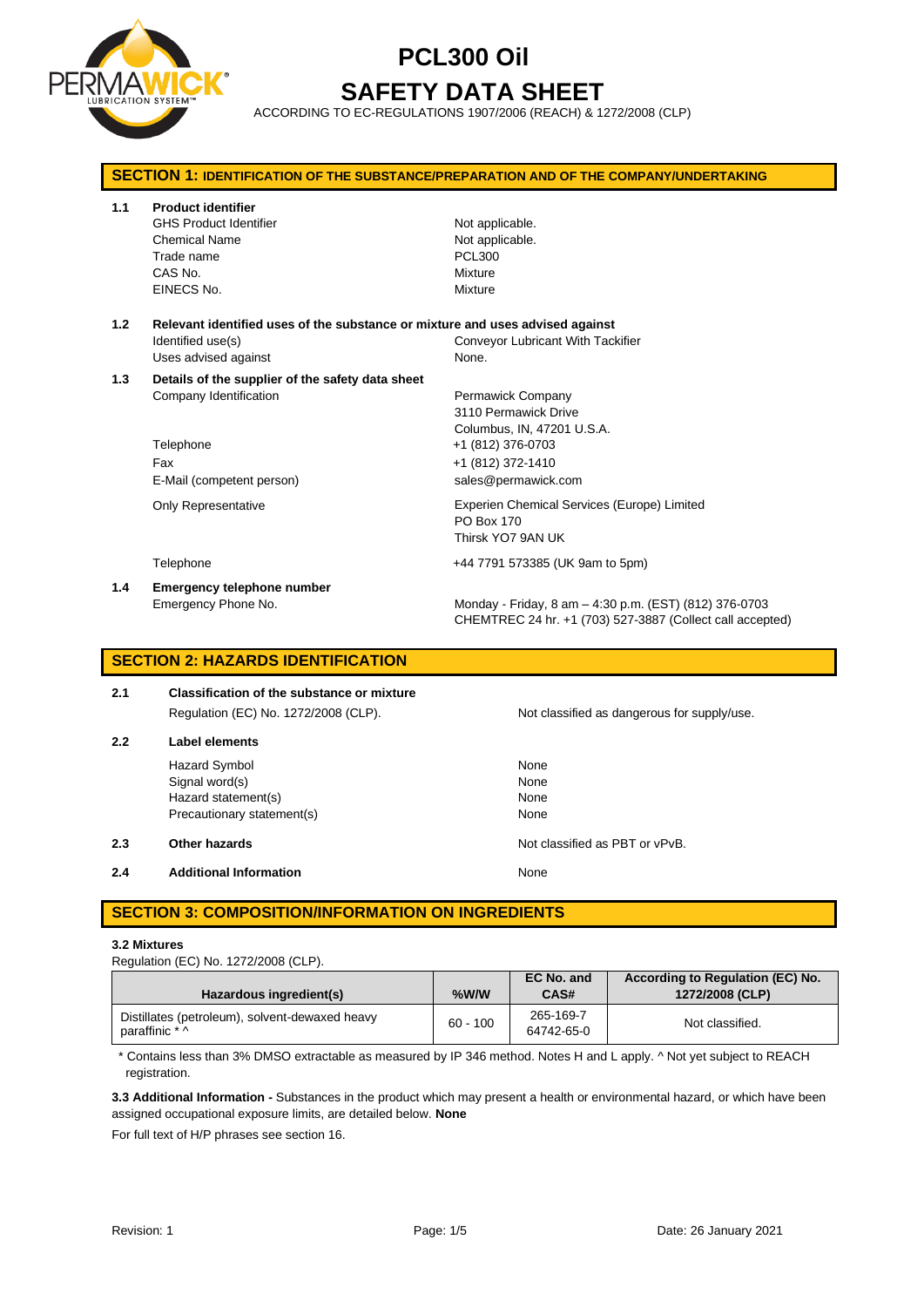# PCL300 Oil

# SAFETY DATA SHEET

ACCORDING TO EC-REGULATIONS 1907/2006 (REACH) & 1272/2008 (CLP)

## SECTION 1: IDENTIFICATION OF THE SUBSTANCE/PREPARATION AND OF THE COMPANY/UNDERTAKING

**1.1 Product identifier**

| | |
|---|---|
| GHS Product Identifier | Not applicable. |
| Chemical Name | Not applicable. |
| Trade name | PCL300 |
| CAS No. | Mixture |
| EINECS No. | Mixture |

**1.2 Relevant identified uses of the substance or mixture and uses advised against**

| | |
|---|---|
| Identified use(s) | Conveyor Lubricant With Tackifier |
| Uses advised against | None. |

**1.3 Details of the supplier of the safety data sheet**

| | |
|---|---|
| Company Identification | Permawick Company<br>3110 Permawick Drive<br>Columbus, IN, 47201 U.S.A. |
| Telephone | +1 (812) 376-0703 |
| Fax | +1 (812) 372-1410 |
| E-Mail (competent person) | sales@permawick.com |
| Only Representative | Experien Chemical Services (Europe) Limited<br>PO Box 170<br>Thirsk YO7 9AN UK |
| Telephone | +44 7791 573385 (UK 9am to 5pm) |

**1.4 Emergency telephone number**

| | |
|---|---|
| Emergency Phone No. | Monday - Friday, 8 am – 4:30 p.m. (EST) (812) 376-0703<br>CHEMTREC 24 hr. +1 (703) 527-3887 (Collect call accepted) |

## SECTION 2: HAZARDS IDENTIFICATION

**2.1 Classification of the substance or mixture**

| | |
|---|---|
| Regulation (EC) No. 1272/2008 (CLP). | Not classified as dangerous for supply/use. |

**2.2 Label elements**

| | |
|---|---|
| Hazard Symbol | None |
| Signal word(s) | None |
| Hazard statement(s) | None |
| Precautionary statement(s) | None |

**2.3 Other hazards** — Not classified as PBT or vPvB.

**2.4 Additional Information** — None

## SECTION 3: COMPOSITION/INFORMATION ON INGREDIENTS

**3.2 Mixtures**

Regulation (EC) No. 1272/2008 (CLP).

| Hazardous ingredient(s) | %W/W | EC No. and CAS# | According to Regulation (EC) No. 1272/2008 (CLP) |
|---|---|---|---|
| Distillates (petroleum), solvent-dewaxed heavy paraffinic * ^ | 60 - 100 | 265-169-7<br>64742-65-0 | Not classified. |

* Contains less than 3% DMSO extractable as measured by IP 346 method. Notes H and L apply. ^ Not yet subject to REACH registration.

**3.3 Additional Information -** Substances in the product which may present a health or environmental hazard, or which have been assigned occupational exposure limits, are detailed below. **None**

For full text of H/P phrases see section 16.

Revision: 1 Date: 26 January 2021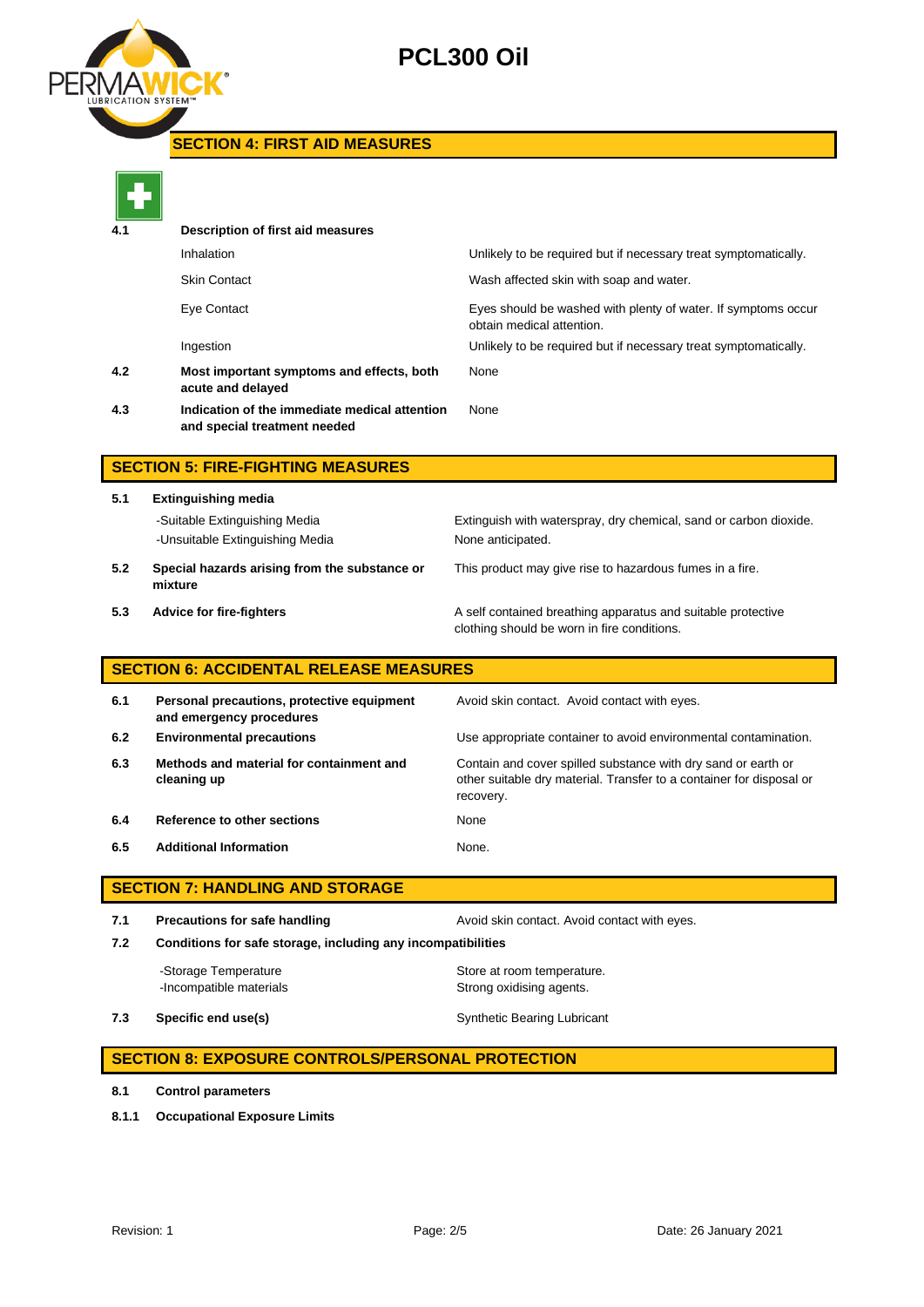## SECTION 4: FIRST AID MEASURES

| | | |
|---|---|---|
| **4.1** | **Description of first aid measures** | |
| | Inhalation | Unlikely to be required but if necessary treat symptomatically. |
| | Skin Contact | Wash affected skin with soap and water. |
| | Eye Contact | Eyes should be washed with plenty of water. If symptoms occur obtain medical attention. |
| | Ingestion | Unlikely to be required but if necessary treat symptomatically. |
| **4.2** | **Most important symptoms and effects, both acute and delayed** | None |
| **4.3** | **Indication of the immediate medical attention and special treatment needed** | None |

## SECTION 5: FIRE-FIGHTING MEASURES

| | | |
|---|---|---|
| **5.1** | **Extinguishing media** | |
| | -Suitable Extinguishing Media | Extinguish with waterspray, dry chemical, sand or carbon dioxide. |
| | -Unsuitable Extinguishing Media | None anticipated. |
| **5.2** | **Special hazards arising from the substance or mixture** | This product may give rise to hazardous fumes in a fire. |
| **5.3** | **Advice for fire-fighters** | A self contained breathing apparatus and suitable protective clothing should be worn in fire conditions. |

## SECTION 6: ACCIDENTAL RELEASE MEASURES

| | | |
|---|---|---|
| **6.1** | **Personal precautions, protective equipment and emergency procedures** | Avoid skin contact. Avoid contact with eyes. |
| **6.2** | **Environmental precautions** | Use appropriate container to avoid environmental contamination. |
| **6.3** | **Methods and material for containment and cleaning up** | Contain and cover spilled substance with dry sand or earth or other suitable dry material. Transfer to a container for disposal or recovery. |
| **6.4** | **Reference to other sections** | None |
| **6.5** | **Additional Information** | None. |

## SECTION 7: HANDLING AND STORAGE

| | | |
|---|---|---|
| **7.1** | **Precautions for safe handling** | Avoid skin contact. Avoid contact with eyes. |
| **7.2** | **Conditions for safe storage, including any incompatibilities** | |
| | -Storage Temperature | Store at room temperature. |
| | -Incompatible materials | Strong oxidising agents. |
| **7.3** | **Specific end use(s)** | Synthetic Bearing Lubricant |

## SECTION 8: EXPOSURE CONTROLS/PERSONAL PROTECTION

**8.1** **Control parameters**

**8.1.1** **Occupational Exposure Limits**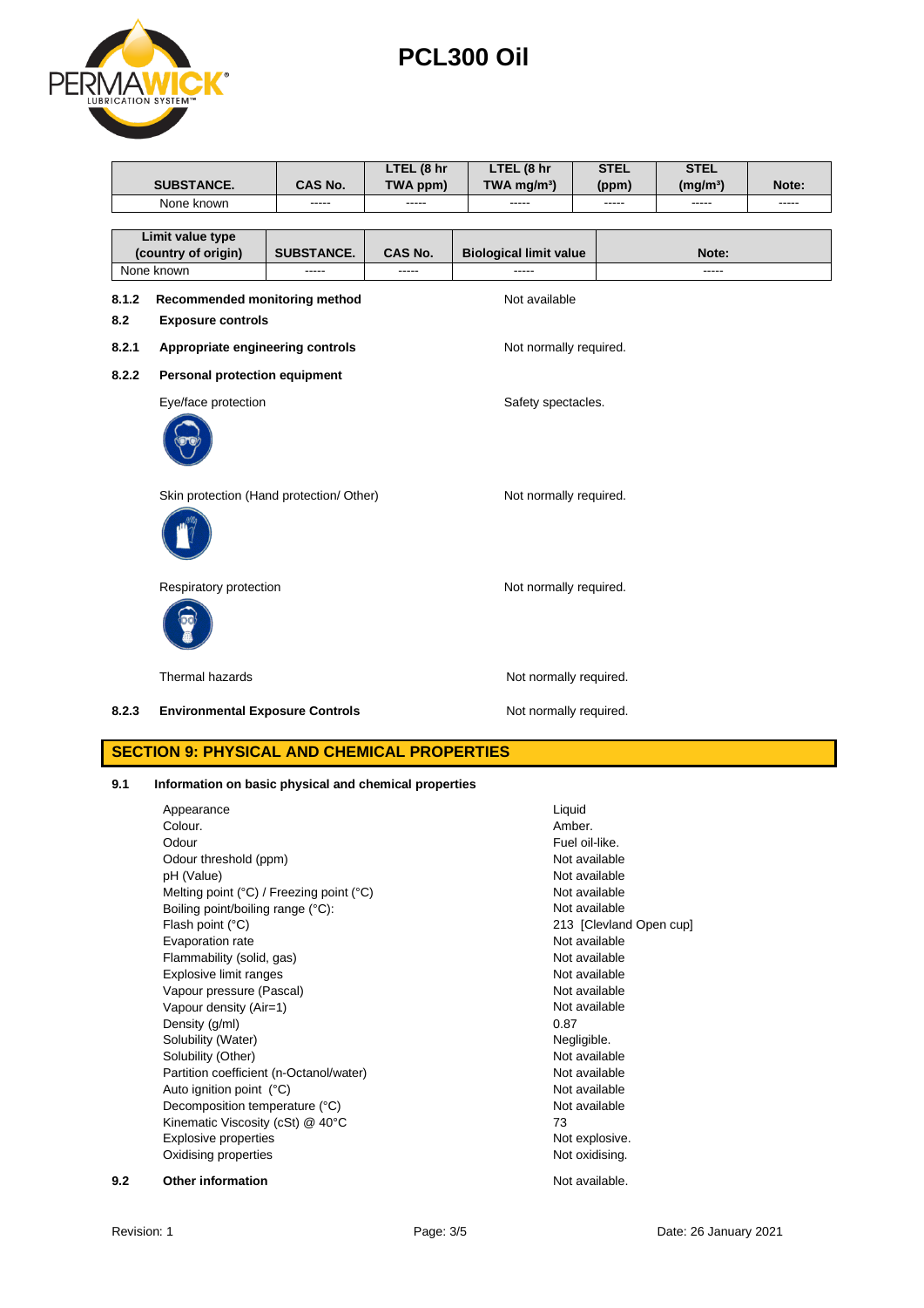| SUBSTANCE. | CAS No. | LTEL (8 hr TWA ppm) | LTEL (8 hr TWA mg/m³) | STEL (ppm) | STEL (mg/m³) | Note: |
|---|---|---|---|---|---|---|
| None known | ----- | ----- | ----- | ----- | ----- | ----- |

| Limit value type (country of origin) | SUBSTANCE. | CAS No. | Biological limit value | Note: |
|---|---|---|---|---|
| None known | ----- | ----- | ----- | ----- |

**8.1.2 Recommended monitoring method** — Not available

**8.2 Exposure controls**

**8.2.1 Appropriate engineering controls** — Not normally required.

**8.2.2 Personal protection equipment**

Eye/face protection — Safety spectacles.

Skin protection (Hand protection/ Other) — Not normally required.

Respiratory protection — Not normally required.

Thermal hazards — Not normally required.

**8.2.3 Environmental Exposure Controls** — Not normally required.

## SECTION 9: PHYSICAL AND CHEMICAL PROPERTIES

**9.1 Information on basic physical and chemical properties**

| Property | Value |
|---|---|
| Appearance | Liquid |
| Colour. | Amber. |
| Odour | Fuel oil-like. |
| Odour threshold (ppm) | Not available |
| pH (Value) | Not available |
| Melting point (°C) / Freezing point (°C) | Not available |
| Boiling point/boiling range (°C): | Not available |
| Flash point (°C) | 213 [Clevland Open cup] |
| Evaporation rate | Not available |
| Flammability (solid, gas) | Not available |
| Explosive limit ranges | Not available |
| Vapour pressure (Pascal) | Not available |
| Vapour density (Air=1) | Not available |
| Density (g/ml) | 0.87 |
| Solubility (Water) | Negligible. |
| Solubility (Other) | Not available |
| Partition coefficient (n-Octanol/water) | Not available |
| Auto ignition point (°C) | Not available |
| Decomposition temperature (°C) | Not available |
| Kinematic Viscosity (cSt) @ 40°C | 73 |
| Explosive properties | Not explosive. |
| Oxidising properties | Not oxidising. |

**9.2 Other information** — Not available.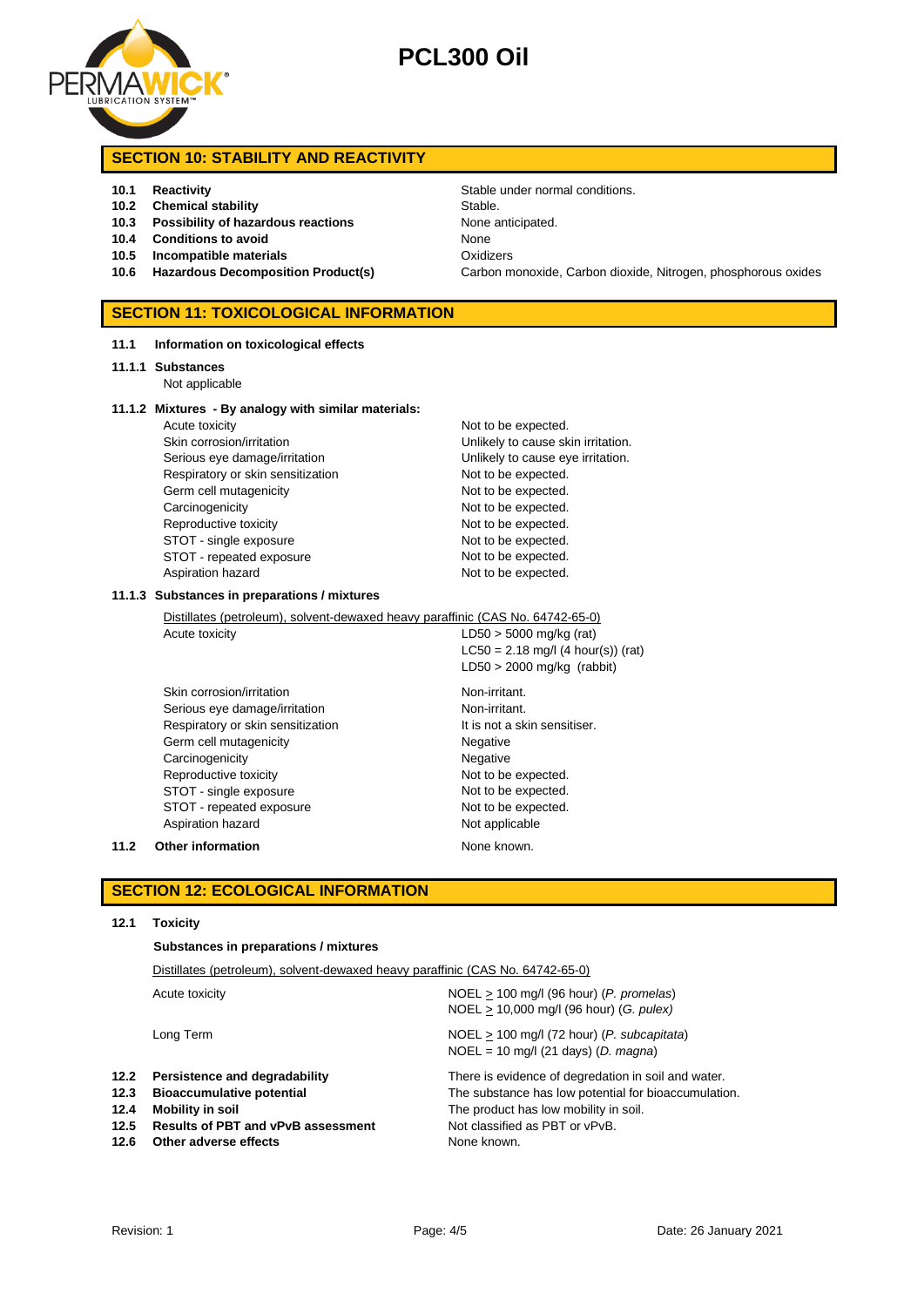## SECTION 10: STABILITY AND REACTIVITY

| | | |
|---|---|---|
| 10.1 | **Reactivity** | Stable under normal conditions. |
| 10.2 | **Chemical stability** | Stable. |
| 10.3 | **Possibility of hazardous reactions** | None anticipated. |
| 10.4 | **Conditions to avoid** | None |
| 10.5 | **Incompatible materials** | Oxidizers |
| 10.6 | **Hazardous Decomposition Product(s)** | Carbon monoxide, Carbon dioxide, Nitrogen, phosphorous oxides |

## SECTION 11: TOXICOLOGICAL INFORMATION

**11.1 Information on toxicological effects**

**11.1.1 Substances**

Not applicable

**11.1.2 Mixtures - By analogy with similar materials:**

| | |
|---|---|
| Acute toxicity | Not to be expected. |
| Skin corrosion/irritation | Unlikely to cause skin irritation. |
| Serious eye damage/irritation | Unlikely to cause eye irritation. |
| Respiratory or skin sensitization | Not to be expected. |
| Germ cell mutagenicity | Not to be expected. |
| Carcinogenicity | Not to be expected. |
| Reproductive toxicity | Not to be expected. |
| STOT - single exposure | Not to be expected. |
| STOT - repeated exposure | Not to be expected. |
| Aspiration hazard | Not to be expected. |

**11.1.3 Substances in preparations / mixtures**

Distillates (petroleum), solvent-dewaxed heavy paraffinic (CAS No. 64742-65-0)

| | |
|---|---|
| Acute toxicity | LD50 > 5000 mg/kg (rat)<br>LC50 = 2.18 mg/l (4 hour(s)) (rat)<br>LD50 > 2000 mg/kg (rabbit) |
| Skin corrosion/irritation | Non-irritant. |
| Serious eye damage/irritation | Non-irritant. |
| Respiratory or skin sensitization | It is not a skin sensitiser. |
| Germ cell mutagenicity | Negative |
| Carcinogenicity | Negative |
| Reproductive toxicity | Not to be expected. |
| STOT - single exposure | Not to be expected. |
| STOT - repeated exposure | Not to be expected. |
| Aspiration hazard | Not applicable |

**11.2 Other information** None known.

## SECTION 12: ECOLOGICAL INFORMATION

**12.1 Toxicity**

**Substances in preparations / mixtures**

Distillates (petroleum), solvent-dewaxed heavy paraffinic (CAS No. 64742-65-0)

| | |
|---|---|
| Acute toxicity | NOEL ≥ 100 mg/l (96 hour) (*P. promelas*)<br>NOEL ≥ 10,000 mg/l (96 hour) (*G. pulex)* |
| Long Term | NOEL ≥ 100 mg/l (72 hour) (*P. subcapitata*)<br>NOEL = 10 mg/l (21 days) (*D. magna*) |

| | | |
|---|---|---|
| 12.2 | **Persistence and degradability** | There is evidence of degredation in soil and water. |
| 12.3 | **Bioaccumulative potential** | The substance has low potential for bioaccumulation. |
| 12.4 | **Mobility in soil** | The product has low mobility in soil. |
| 12.5 | **Results of PBT and vPvB assessment** | Not classified as PBT or vPvB. |
| 12.6 | **Other adverse effects** | None known. |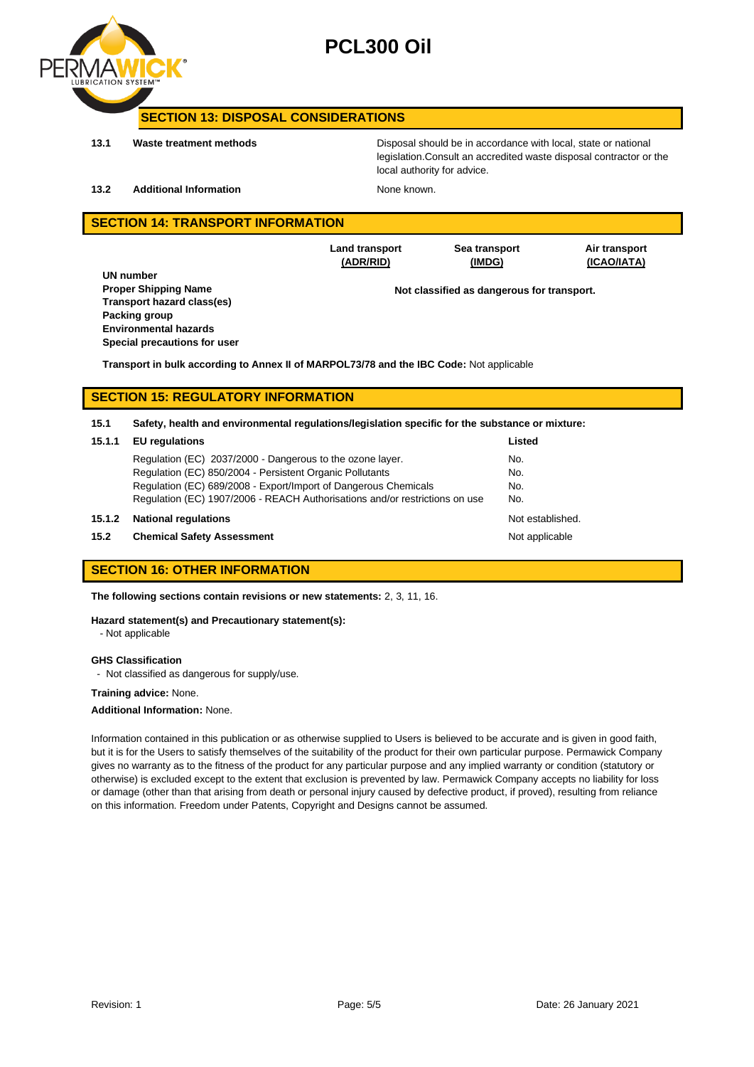## SECTION 13: DISPOSAL CONSIDERATIONS

| | | |
|---|---|---|
| 13.1 | **Waste treatment methods** | Disposal should be in accordance with local, state or national legislation.Consult an accredited waste disposal contractor or the local authority for advice. |
| 13.2 | **Additional Information** | None known. |

## SECTION 14: TRANSPORT INFORMATION

| | Land transport (ADR/RID) | Sea transport (IMDG) | Air transport (ICAO/IATA) |
|---|---|---|---|
| **UN number**<br>**Proper Shipping Name**<br>**Transport hazard class(es)**<br>**Packing group**<br>**Environmental hazards**<br>**Special precautions for user** | | **Not classified as dangerous for transport.** | |

**Transport in bulk according to Annex II of MARPOL73/78 and the IBC Code:** Not applicable

## SECTION 15: REGULATORY INFORMATION

**15.1 Safety, health and environmental regulations/legislation specific for the substance or mixture:**

| | | |
|---|---|---|
| 15.1.1 | **EU regulations** | **Listed** |
| | Regulation (EC) 2037/2000 - Dangerous to the ozone layer. | No. |
| | Regulation (EC) 850/2004 - Persistent Organic Pollutants | No. |
| | Regulation (EC) 689/2008 - Export/Import of Dangerous Chemicals | No. |
| | Regulation (EC) 1907/2006 - REACH Authorisations and/or restrictions on use | No. |
| 15.1.2 | **National regulations** | Not established. |
| 15.2 | **Chemical Safety Assessment** | Not applicable |

## SECTION 16: OTHER INFORMATION

**The following sections contain revisions or new statements:** 2, 3, 11, 16.

**Hazard statement(s) and Precautionary statement(s):**
- Not applicable

**GHS Classification**
- Not classified as dangerous for supply/use.

**Training advice:** None.

**Additional Information:** None.

Information contained in this publication or as otherwise supplied to Users is believed to be accurate and is given in good faith, but it is for the Users to satisfy themselves of the suitability of the product for their own particular purpose. Permawick Company gives no warranty as to the fitness of the product for any particular purpose and any implied warranty or condition (statutory or otherwise) is excluded except to the extent that exclusion is prevented by law. Permawick Company accepts no liability for loss or damage (other than that arising from death or personal injury caused by defective product, if proved), resulting from reliance on this information. Freedom under Patents, Copyright and Designs cannot be assumed.